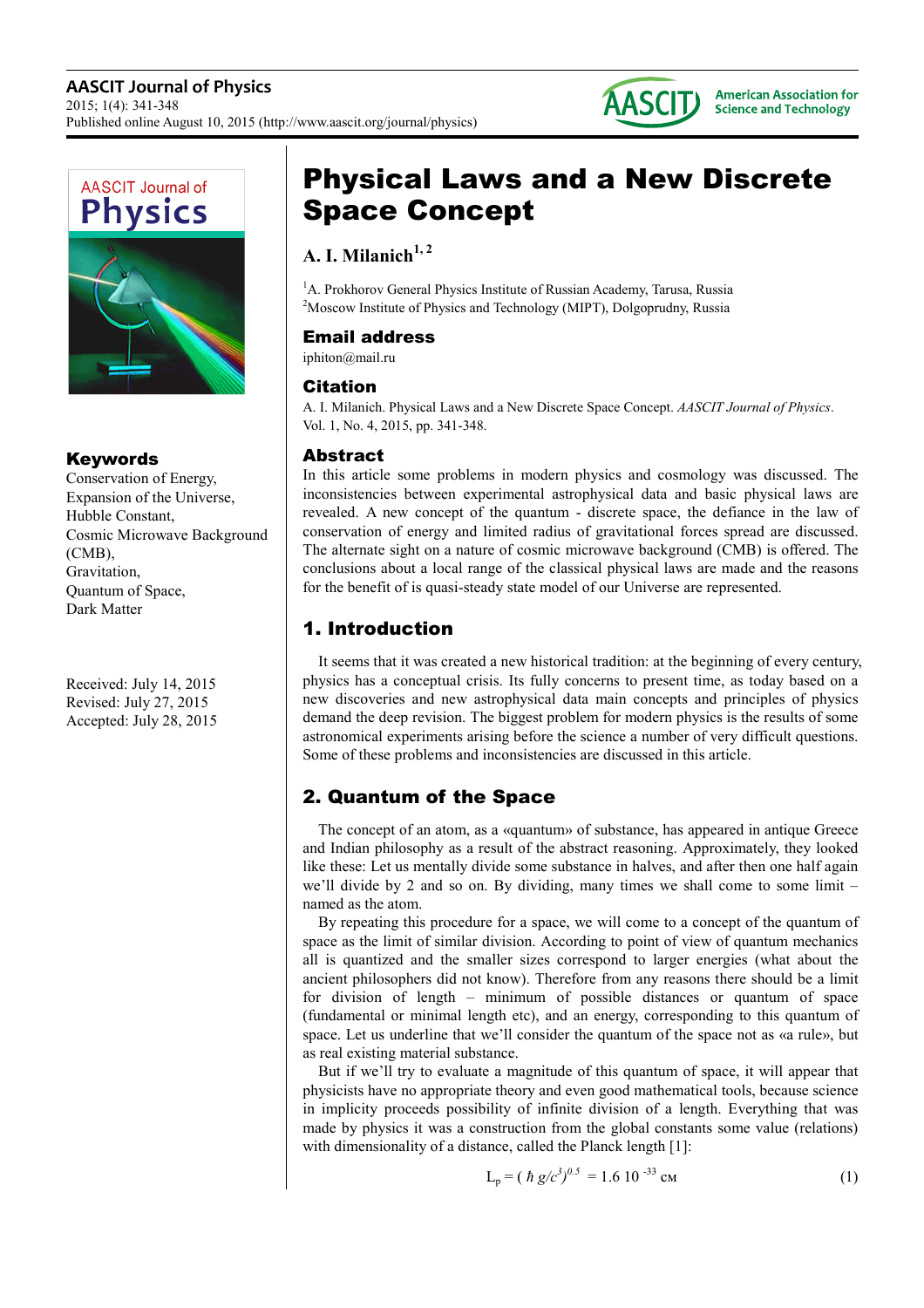# Physical Laws and a New Discrete Space Concept

**A. I. Milanich[1, 2]**

[1]A. Prokhorov General Physics Institute of Russian Academy, Tarusa, Russia
[2]Moscow Institute of Physics and Technology (MIPT), Dolgoprudny, Russia

## Email address

iphiton@mail.ru

## Citation

A. I. Milanich. Physical Laws and a New Discrete Space Concept. *AASCIT Journal of Physics*. Vol. 1, No. 4, 2015, pp. 341-348.

## Keywords

Conservation of Energy,
Expansion of the Universe,
Hubble Constant,
Cosmic Microwave Background (CMB),
Gravitation,
Quantum of Space,
Dark Matter

Received: July 14, 2015
Revised: July 27, 2015
Accepted: July 28, 2015

## Abstract

In this article some problems in modern physics and cosmology was discussed. The inconsistencies between experimental astrophysical data and basic physical laws are revealed. A new concept of the quantum - discrete space, the defiance in the law of conservation of energy and limited radius of gravitational forces spread are discussed. The alternate sight on a nature of cosmic microwave background (CMB) is offered. The conclusions about a local range of the classical physical laws are made and the reasons for the benefit of is quasi-steady state model of our Universe are represented.

## 1. Introduction

It seems that it was created a new historical tradition: at the beginning of every century, physics has a conceptual crisis. Its fully concerns to present time, as today based on a new discoveries and new astrophysical data main concepts and principles of physics demand the deep revision. The biggest problem for modern physics is the results of some astronomical experiments arising before the science a number of very difficult questions. Some of these problems and inconsistencies are discussed in this article.

## 2. Quantum of the Space

The concept of an atom, as a «quantum» of substance, has appeared in antique Greece and Indian philosophy as a result of the abstract reasoning. Approximately, they looked like these: Let us mentally divide some substance in halves, and after then one half again we'll divide by 2 and so on. By dividing, many times we shall come to some limit – named as the atom.

By repeating this procedure for a space, we will come to a concept of the quantum of space as the limit of similar division. According to point of view of quantum mechanics all is quantized and the smaller sizes correspond to larger energies (what about the ancient philosophers did not know). Therefore from any reasons there should be a limit for division of length – minimum of possible distances or quantum of space (fundamental or minimal length etc), and an energy, corresponding to this quantum of space. Let us underline that we'll consider the quantum of the space not as «a rule», but as real existing material substance.

But if we'll try to evaluate a magnitude of this quantum of space, it will appear that physicists have no appropriate theory and even good mathematical tools, because science in implicity proceeds possibility of infinite division of a length. Everything that was made by physics it was a construction from the global constants some value (relations) with dimensionality of a distance, called the Planck length [1]:

$$L_p = (\hbar g/c^3)^{0.5} = 1.6\ 10^{-33}\ \text{см} \tag{1}$$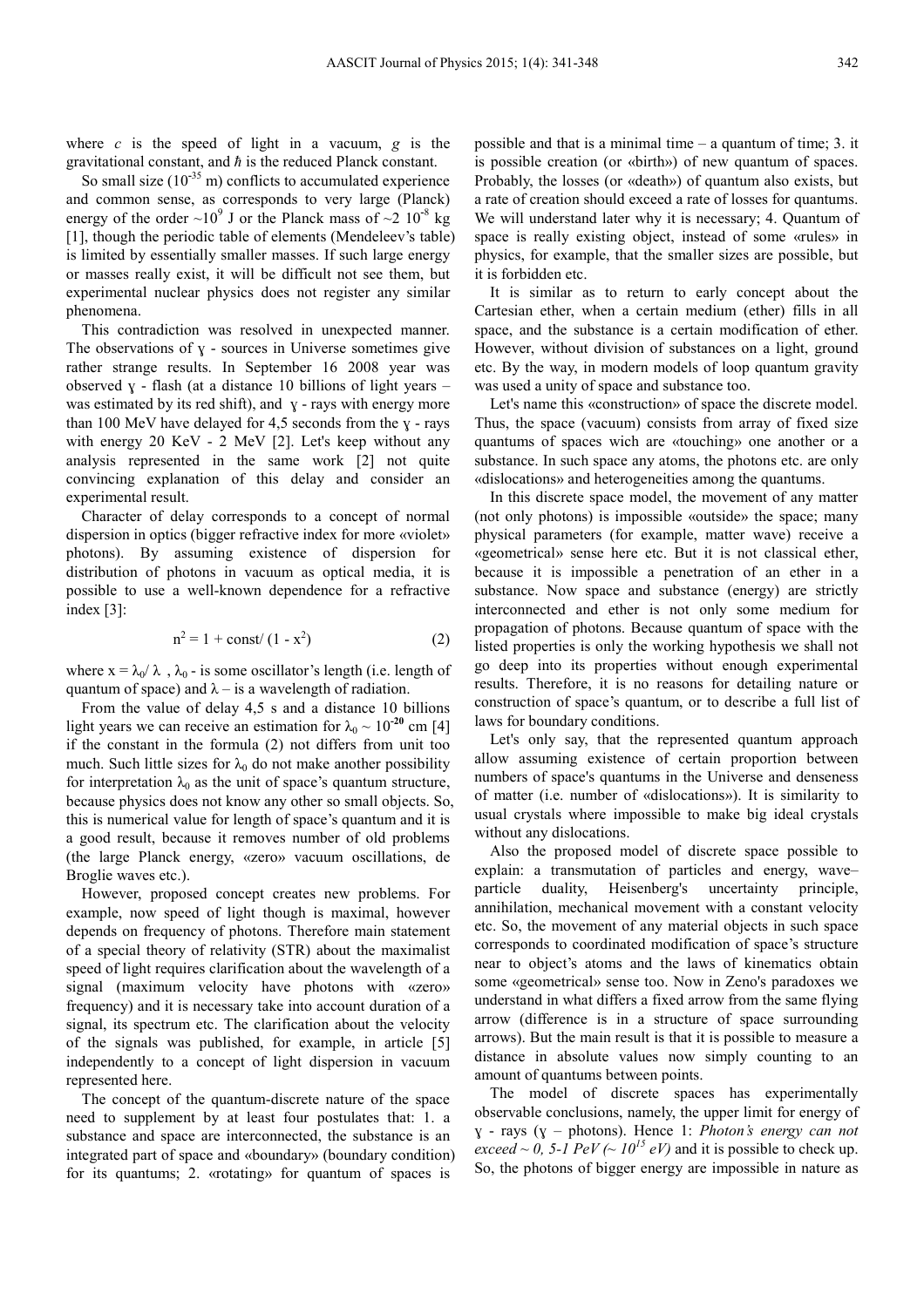where $c$ is the speed of light in a vacuum, $g$ is the gravitational constant, and $\hbar$ is the reduced Planck constant.

So small size ($10^{-35}$ m) conflicts to accumulated experience and common sense, as corresponds to very large (Planck) energy of the order $\sim 10^{9}$ J or the Planck mass of $\sim 2\ 10^{-8}$ kg [1], though the periodic table of elements (Mendeleev's table) is limited by essentially smaller masses. If such large energy or masses really exist, it will be difficult not see them, but experimental nuclear physics does not register any similar phenomena.

This contradiction was resolved in unexpected manner. The observations of ɣ - sources in Universe sometimes give rather strange results. In September 16 2008 year was observed ɣ - flash (at a distance 10 billions of light years – was estimated by its red shift), and ɣ - rays with energy more than 100 MeV have delayed for 4,5 seconds from the ɣ - rays with energy 20 KeV - 2 MeV [2]. Let's keep without any analysis represented in the same work [2] not quite convincing explanation of this delay and consider an experimental result.

Character of delay corresponds to a concept of normal dispersion in optics (bigger refractive index for more «violet» photons). By assuming existence of dispersion for distribution of photons in vacuum as optical media, it is possible to use a well-known dependence for a refractive index [3]:

$$n^2 = 1 + \text{const}/ (1 - x^2) \tag{2}$$

where $x = \lambda_0/ \lambda$ , $\lambda_0$ - is some oscillator's length (i.e. length of quantum of space) and $\lambda$ – is a wavelength of radiation.

From the value of delay 4,5 s and a distance 10 billions light years we can receive an estimation for $\lambda_0 \sim 10^{-20}$ cm [4] if the constant in the formula (2) not differs from unit too much. Such little sizes for $\lambda_0$ do not make another possibility for interpretation $\lambda_0$ as the unit of space's quantum structure, because physics does not know any other so small objects. So, this is numerical value for length of space's quantum and it is a good result, because it removes number of old problems (the large Planck energy, «zero» vacuum oscillations, de Broglie waves etc.).

However, proposed concept creates new problems. For example, now speed of light though is maximal, however depends on frequency of photons. Therefore main statement of a special theory of relativity (STR) about the maximalist speed of light requires clarification about the wavelength of a signal (maximum velocity have photons with «zero» frequency) and it is necessary take into account duration of a signal, its spectrum etc. The clarification about the velocity of the signals was published, for example, in article [5] independently to a concept of light dispersion in vacuum represented here.

The concept of the quantum-discrete nature of the space need to supplement by at least four postulates that: 1. a substance and space are interconnected, the substance is an integrated part of space and «boundary» (boundary condition) for its quantums; 2. «rotating» for quantum of spaces is possible and that is a minimal time – a quantum of time; 3. it is possible creation (or «birth») of new quantum of spaces. Probably, the losses (or «death») of quantum also exists, but a rate of creation should exceed a rate of losses for quantums. We will understand later why it is necessary; 4. Quantum of space is really existing object, instead of some «rules» in physics, for example, that the smaller sizes are possible, but it is forbidden etc.

It is similar as to return to early concept about the Cartesian ether, when a certain medium (ether) fills in all space, and the substance is a certain modification of ether. However, without division of substances on a light, ground etc. By the way, in modern models of loop quantum gravity was used a unity of space and substance too.

Let's name this «construction» of space the discrete model. Thus, the space (vacuum) consists from array of fixed size quantums of spaces wich are «touching» one another or a substance. In such space any atoms, the photons etc. are only «dislocations» and heterogeneities among the quantums.

In this discrete space model, the movement of any matter (not only photons) is impossible «outside» the space; many physical parameters (for example, matter wave) receive a «geometrical» sense here etc. But it is not classical ether, because it is impossible a penetration of an ether in a substance. Now space and substance (energy) are strictly interconnected and ether is not only some medium for propagation of photons. Because quantum of space with the listed properties is only the working hypothesis we shall not go deep into its properties without enough experimental results. Therefore, it is no reasons for detailing nature or construction of space's quantum, or to describe a full list of laws for boundary conditions.

Let's only say, that the represented quantum approach allow assuming existence of certain proportion between numbers of space's quantums in the Universe and denseness of matter (i.e. number of «dislocations»). It is similarity to usual crystals where impossible to make big ideal crystals without any dislocations.

Also the proposed model of discrete space possible to explain: a transmutation of particles and energy, wave–particle duality, Heisenberg's uncertainty principle, annihilation, mechanical movement with a constant velocity etc. So, the movement of any material objects in such space corresponds to coordinated modification of space's structure near to object's atoms and the laws of kinematics obtain some «geometrical» sense too. Now in Zeno's paradoxes we understand in what differs a fixed arrow from the same flying arrow (difference is in a structure of space surrounding arrows). But the main result is that it is possible to measure a distance in absolute values now simply counting to an amount of quantums between points.

The model of discrete spaces has experimentally observable conclusions, namely, the upper limit for energy of ɣ - rays (ɣ – photons). Hence 1: *Photon's energy can not exceed ~ 0, 5-1 PeV (~ $10^{15}$ eV)* and it is possible to check up. So, the photons of bigger energy are impossible in nature as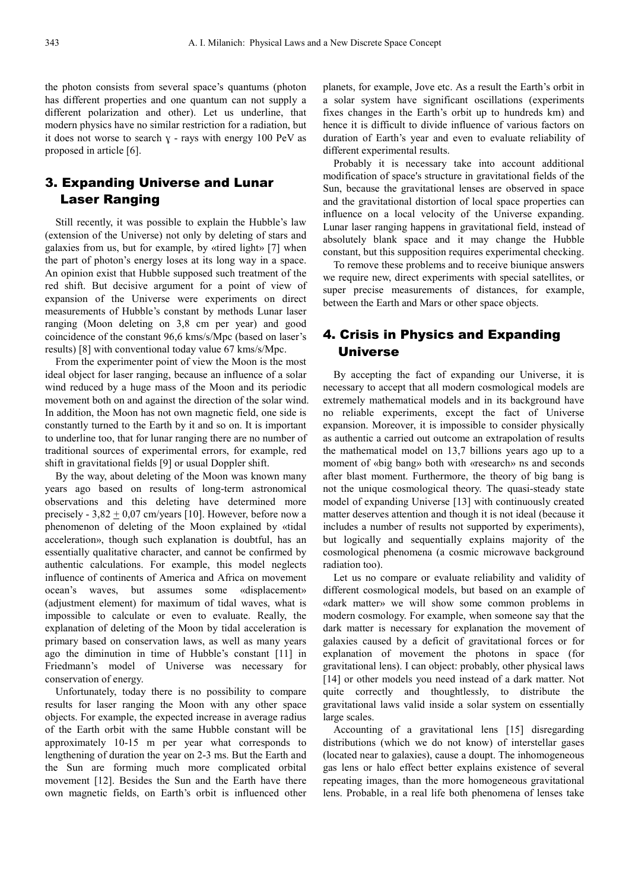the photon consists from several space's quantums (photon has different properties and one quantum can not supply a different polarization and other). Let us underline, that modern physics have no similar restriction for a radiation, but it does not worse to search ɣ - rays with energy 100 PeV as proposed in article [6].

## 3. Expanding Universe and Lunar Laser Ranging

Still recently, it was possible to explain the Hubble's law (extension of the Universe) not only by deleting of stars and galaxies from us, but for example, by «tired light» [7] when the part of photon's energy loses at its long way in a space. An opinion exist that Hubble supposed such treatment of the red shift. But decisive argument for a point of view of expansion of the Universe were experiments on direct measurements of Hubble's constant by methods Lunar laser ranging (Moon deleting on 3,8 cm per year) and good coincidence of the constant 96,6 kms/s/Mpc (based on laser's results) [8] with conventional today value 67 kms/s/Mpc.

From the experimenter point of view the Moon is the most ideal object for laser ranging, because an influence of a solar wind reduced by a huge mass of the Moon and its periodic movement both on and against the direction of the solar wind. In addition, the Moon has not own magnetic field, one side is constantly turned to the Earth by it and so on. It is important to underline too, that for lunar ranging there are no number of traditional sources of experimental errors, for example, red shift in gravitational fields [9] or usual Doppler shift.

By the way, about deleting of the Moon was known many years ago based on results of long-term astronomical observations and this deleting have determined more precisely - 3,82 $\pm$ 0,07 cm/years [10]. However, before now a phenomenon of deleting of the Moon explained by «tidal acceleration», though such explanation is doubtful, has an essentially qualitative character, and cannot be confirmed by authentic calculations. For example, this model neglects influence of continents of America and Africa on movement ocean's waves, but assumes some «displacement» (adjustment element) for maximum of tidal waves, what is impossible to calculate or even to evaluate. Really, the explanation of deleting of the Moon by tidal acceleration is primary based on conservation laws, as well as many years ago the diminution in time of Hubble's constant [11] in Friedmann's model of Universe was necessary for conservation of energy.

Unfortunately, today there is no possibility to compare results for laser ranging the Moon with any other space objects. For example, the expected increase in average radius of the Earth orbit with the same Hubble constant will be approximately 10-15 m per year what corresponds to lengthening of duration the year on 2-3 ms. But the Earth and the Sun are forming much more complicated orbital movement [12]. Besides the Sun and the Earth have there own magnetic fields, on Earth's orbit is influenced other planets, for example, Jove etc. As a result the Earth's orbit in a solar system have significant oscillations (experiments fixes changes in the Earth's orbit up to hundreds km) and hence it is difficult to divide influence of various factors on duration of Earth's year and even to evaluate reliability of different experimental results.

Probably it is necessary take into account additional modification of space's structure in gravitational fields of the Sun, because the gravitational lenses are observed in space and the gravitational distortion of local space properties can influence on a local velocity of the Universe expanding. Lunar laser ranging happens in gravitational field, instead of absolutely blank space and it may change the Hubble constant, but this supposition requires experimental checking.

To remove these problems and to receive biunique answers we require new, direct experiments with special satellites, or super precise measurements of distances, for example, between the Earth and Mars or other space objects.

## 4. Crisis in Physics and Expanding Universe

By accepting the fact of expanding our Universe, it is necessary to accept that all modern cosmological models are extremely mathematical models and in its background have no reliable experiments, except the fact of Universe expansion. Moreover, it is impossible to consider physically as authentic a carried out outcome an extrapolation of results the mathematical model on 13,7 billions years ago up to a moment of «big bang» both with «research» ns and seconds after blast moment. Furthermore, the theory of big bang is not the unique cosmological theory. The quasi-steady state model of expanding Universe [13] with continuously created matter deserves attention and though it is not ideal (because it includes a number of results not supported by experiments), but logically and sequentially explains majority of the cosmological phenomena (a cosmic microwave background radiation too).

Let us no compare or evaluate reliability and validity of different cosmological models, but based on an example of «dark matter» we will show some common problems in modern cosmology. For example, when someone say that the dark matter is necessary for explanation the movement of galaxies caused by a deficit of gravitational forces or for explanation of movement the photons in space (for gravitational lens). I can object: probably, other physical laws [14] or other models you need instead of a dark matter. Not quite correctly and thoughtlessly, to distribute the gravitational laws valid inside a solar system on essentially large scales.

Accounting of a gravitational lens [15] disregarding distributions (which we do not know) of interstellar gases (located near to galaxies), cause a doupt. The inhomogeneous gas lens or halo effect better explains existence of several repeating images, than the more homogeneous gravitational lens. Probable, in a real life both phenomena of lenses take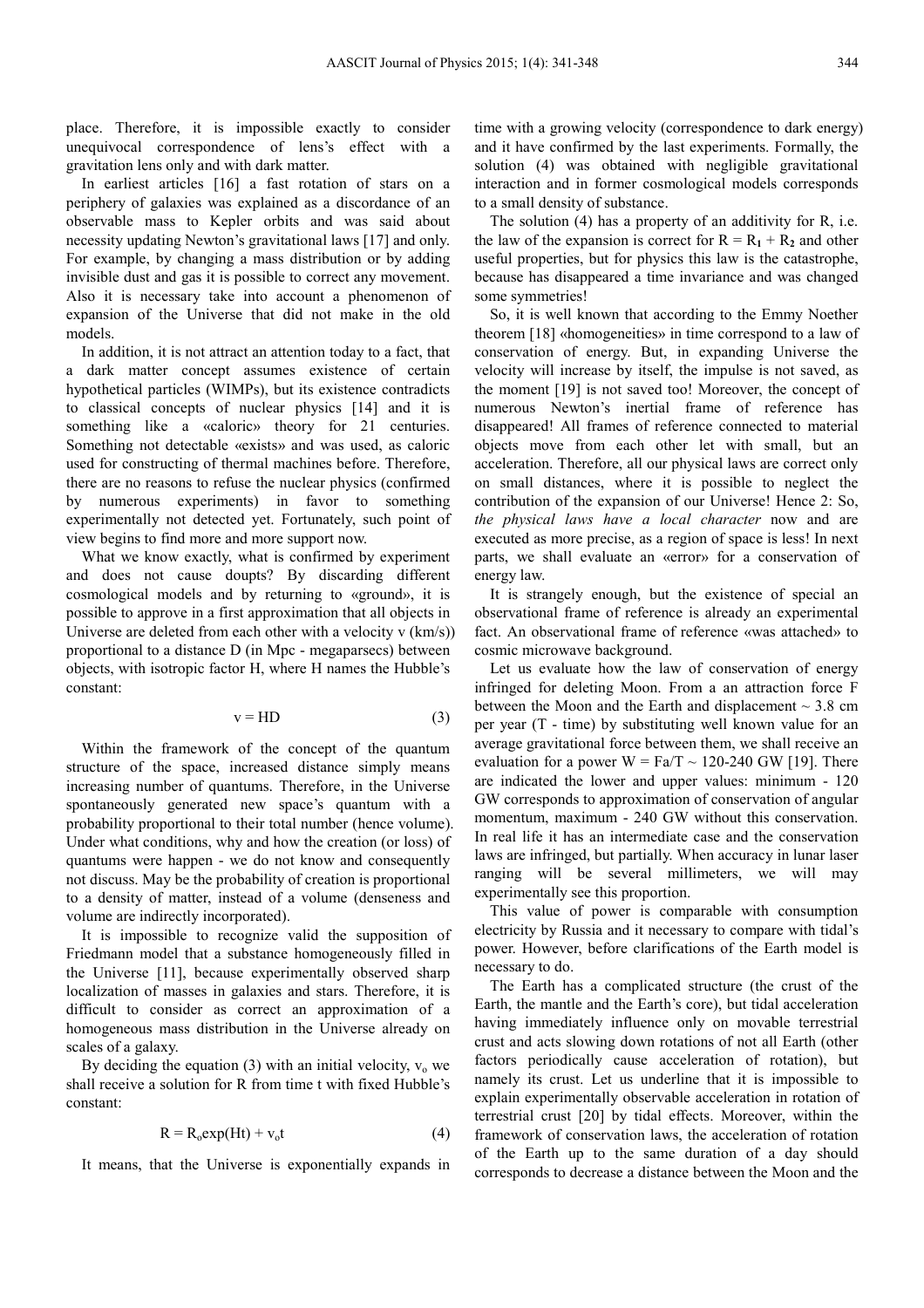place. Therefore, it is impossible exactly to consider unequivocal correspondence of lens's effect with a gravitation lens only and with dark matter.

In earliest articles [16] a fast rotation of stars on a periphery of galaxies was explained as a discordance of an observable mass to Kepler orbits and was said about necessity updating Newton's gravitational laws [17] and only. For example, by changing a mass distribution or by adding invisible dust and gas it is possible to correct any movement. Also it is necessary take into account a phenomenon of expansion of the Universe that did not make in the old models.

In addition, it is not attract an attention today to a fact, that a dark matter concept assumes existence of certain hypothetical particles (WIMPs), but its existence contradicts to classical concepts of nuclear physics [14] and it is something like a «caloric» theory for 21 centuries. Something not detectable «exists» and was used, as caloric used for constructing of thermal machines before. Therefore, there are no reasons to refuse the nuclear physics (confirmed by numerous experiments) in favor to something experimentally not detected yet. Fortunately, such point of view begins to find more and more support now.

What we know exactly, what is confirmed by experiment and does not cause doupts? By discarding different cosmological models and by returning to «ground», it is possible to approve in a first approximation that all objects in Universe are deleted from each other with a velocity v (km/s)) proportional to a distance D (in Mpc - megaparsecs) between objects, with isotropic factor H, where H names the Hubble's constant:

$$v = HD \tag{3}$$

Within the framework of the concept of the quantum structure of the space, increased distance simply means increasing number of quantums. Therefore, in the Universe spontaneously generated new space's quantum with a probability proportional to their total number (hence volume). Under what conditions, why and how the creation (or loss) of quantums were happen - we do not know and consequently not discuss. May be the probability of creation is proportional to a density of matter, instead of a volume (denseness and volume are indirectly incorporated).

It is impossible to recognize valid the supposition of Friedmann model that a substance homogeneously filled in the Universe [11], because experimentally observed sharp localization of masses in galaxies and stars. Therefore, it is difficult to consider as correct an approximation of a homogeneous mass distribution in the Universe already on scales of a galaxy.

By deciding the equation (3) with an initial velocity, $v_o$ we shall receive a solution for R from time t with fixed Hubble's constant:

$$R = R_o \exp(Ht) + v_o t \tag{4}$$

It means, that the Universe is exponentially expands in time with a growing velocity (correspondence to dark energy) and it have confirmed by the last experiments. Formally, the solution (4) was obtained with negligible gravitational interaction and in former cosmological models corresponds to a small density of substance.

The solution (4) has a property of an additivity for R, i.e. the law of the expansion is correct for $R = R_1 + R_2$ and other useful properties, but for physics this law is the catastrophe, because has disappeared a time invariance and was changed some symmetries!

So, it is well known that according to the Emmy Noether theorem [18] «homogeneities» in time correspond to a law of conservation of energy. But, in expanding Universe the velocity will increase by itself, the impulse is not saved, as the moment [19] is not saved too! Moreover, the concept of numerous Newton's inertial frame of reference has disappeared! All frames of reference connected to material objects move from each other let with small, but an acceleration. Therefore, all our physical laws are correct only on small distances, where it is possible to neglect the contribution of the expansion of our Universe! Hence 2: So, *the physical laws have a local character* now and are executed as more precise, as a region of space is less! In next parts, we shall evaluate an «error» for a conservation of energy law.

It is strangely enough, but the existence of special an observational frame of reference is already an experimental fact. An observational frame of reference «was attached» to cosmic microwave background.

Let us evaluate how the law of conservation of energy infringed for deleting Moon. From a an attraction force F between the Moon and the Earth and displacement ~ 3.8 cm per year (T - time) by substituting well known value for an average gravitational force between them, we shall receive an evaluation for a power W = Fa/T ~ 120-240 GW [19]. There are indicated the lower and upper values: minimum - 120 GW corresponds to approximation of conservation of angular momentum, maximum - 240 GW without this conservation. In real life it has an intermediate case and the conservation laws are infringed, but partially. When accuracy in lunar laser ranging will be several millimeters, we will may experimentally see this proportion.

This value of power is comparable with consumption electricity by Russia and it necessary to compare with tidal's power. However, before clarifications of the Earth model is necessary to do.

The Earth has a complicated structure (the crust of the Earth, the mantle and the Earth's core), but tidal acceleration having immediately influence only on movable terrestrial crust and acts slowing down rotations of not all Earth (other factors periodically cause acceleration of rotation), but namely its crust. Let us underline that it is impossible to explain experimentally observable acceleration in rotation of terrestrial crust [20] by tidal effects. Moreover, within the framework of conservation laws, the acceleration of rotation of the Earth up to the same duration of a day should corresponds to decrease a distance between the Moon and the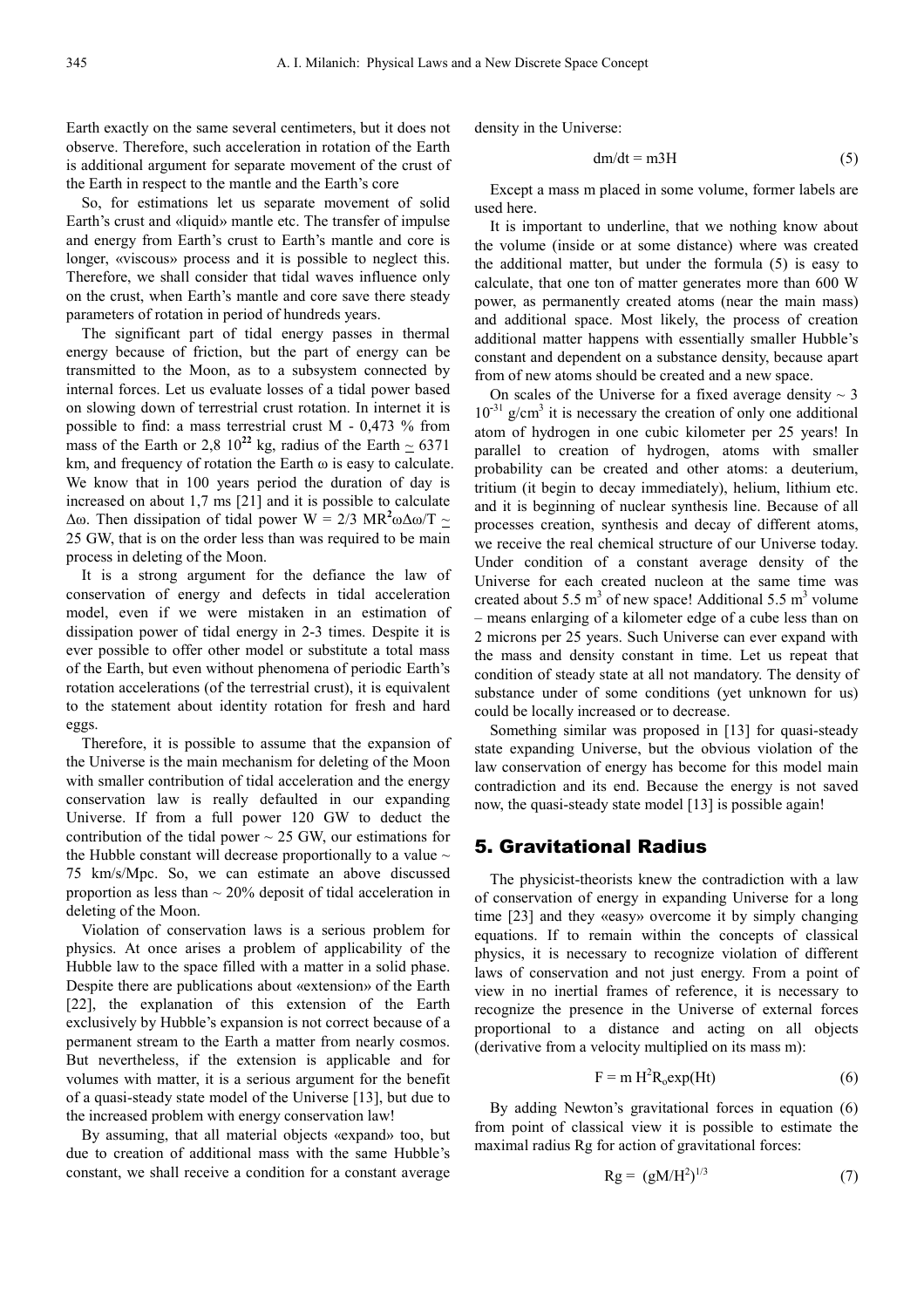Earth exactly on the same several centimeters, but it does not observe. Therefore, such acceleration in rotation of the Earth is additional argument for separate movement of the crust of the Earth in respect to the mantle and the Earth's core

So, for estimations let us separate movement of solid Earth's crust and «liquid» mantle etc. The transfer of impulse and energy from Earth's crust to Earth's mantle and core is longer, «viscous» process and it is possible to neglect this. Therefore, we shall consider that tidal waves influence only on the crust, when Earth's mantle and core save there steady parameters of rotation in period of hundreds years.

The significant part of tidal energy passes in thermal energy because of friction, but the part of energy can be transmitted to the Moon, as to a subsystem connected by internal forces. Let us evaluate losses of a tidal power based on slowing down of terrestrial crust rotation. In internet it is possible to find: a mass terrestrial crust M - 0,473 % from mass of the Earth or 2,8 $10^{22}$ kg, radius of the Earth ~ 6371 km, and frequency of rotation the Earth ω is easy to calculate. We know that in 100 years period the duration of day is increased on about 1,7 ms [21] and it is possible to calculate Δω. Then dissipation of tidal power $W = 2/3\ MR^2\omega\Delta\omega/T$ ~ 25 GW, that is on the order less than was required to be main process in deleting of the Moon.

It is a strong argument for the defiance the law of conservation of energy and defects in tidal acceleration model, even if we were mistaken in an estimation of dissipation power of tidal energy in 2-3 times. Despite it is ever possible to offer other model or substitute a total mass of the Earth, but even without phenomena of periodic Earth's rotation accelerations (of the terrestrial crust), it is equivalent to the statement about identity rotation for fresh and hard eggs.

Therefore, it is possible to assume that the expansion of the Universe is the main mechanism for deleting of the Moon with smaller contribution of tidal acceleration and the energy conservation law is really defaulted in our expanding Universe. If from a full power 120 GW to deduct the contribution of the tidal power ~ 25 GW, our estimations for the Hubble constant will decrease proportionally to a value ~ 75 km/s/Mpc. So, we can estimate an above discussed proportion as less than ~ 20% deposit of tidal acceleration in deleting of the Moon.

Violation of conservation laws is a serious problem for physics. At once arises a problem of applicability of the Hubble law to the space filled with a matter in a solid phase. Despite there are publications about «extension» of the Earth [22], the explanation of this extension of the Earth exclusively by Hubble's expansion is not correct because of a permanent stream to the Earth a matter from nearly cosmos. But nevertheless, if the extension is applicable and for volumes with matter, it is a serious argument for the benefit of a quasi-steady state model of the Universe [13], but due to the increased problem with energy conservation law!

By assuming, that all material objects «expand» too, but due to creation of additional mass with the same Hubble's constant, we shall receive a condition for a constant average density in the Universe:

$$dm/dt = m3H \tag{5}$$

Except a mass m placed in some volume, former labels are used here.

It is important to underline, that we nothing know about the volume (inside or at some distance) where was created the additional matter, but under the formula (5) is easy to calculate, that one ton of matter generates more than 600 W power, as permanently created atoms (near the main mass) and additional space. Most likely, the process of creation additional matter happens with essentially smaller Hubble's constant and dependent on a substance density, because apart from of new atoms should be created and a new space.

On scales of the Universe for a fixed average density ~ 3 $10^{-31}$ g/cm$^3$ it is necessary the creation of only one additional atom of hydrogen in one cubic kilometer per 25 years! In parallel to creation of hydrogen, atoms with smaller probability can be created and other atoms: a deuterium, tritium (it begin to decay immediately), helium, lithium etc. and it is beginning of nuclear synthesis line. Because of all processes creation, synthesis and decay of different atoms, we receive the real chemical structure of our Universe today. Under condition of a constant average density of the Universe for each created nucleon at the same time was created about 5.5 m$^3$ of new space! Additional 5.5 m$^3$ volume – means enlarging of a kilometer edge of a cube less than on 2 microns per 25 years. Such Universe can ever expand with the mass and density constant in time. Let us repeat that condition of steady state at all not mandatory. The density of substance under of some conditions (yet unknown for us) could be locally increased or to decrease.

Something similar was proposed in [13] for quasi-steady state expanding Universe, but the obvious violation of the law conservation of energy has become for this model main contradiction and its end. Because the energy is not saved now, the quasi-steady state model [13] is possible again!

## 5. Gravitational Radius

The physicist-theorists knew the contradiction with a law of conservation of energy in expanding Universe for a long time [23] and they «easy» overcome it by simply changing equations. If to remain within the concepts of classical physics, it is necessary to recognize violation of different laws of conservation and not just energy. From a point of view in no inertial frames of reference, it is necessary to recognize the presence in the Universe of external forces proportional to a distance and acting on all objects (derivative from a velocity multiplied on its mass m):

$$F = m\ H^2R_o\exp(Ht) \tag{6}$$

By adding Newton's gravitational forces in equation (6) from point of classical view it is possible to estimate the maximal radius Rg for action of gravitational forces:

$$Rg = (gM/H^2)^{1/3} \tag{7}$$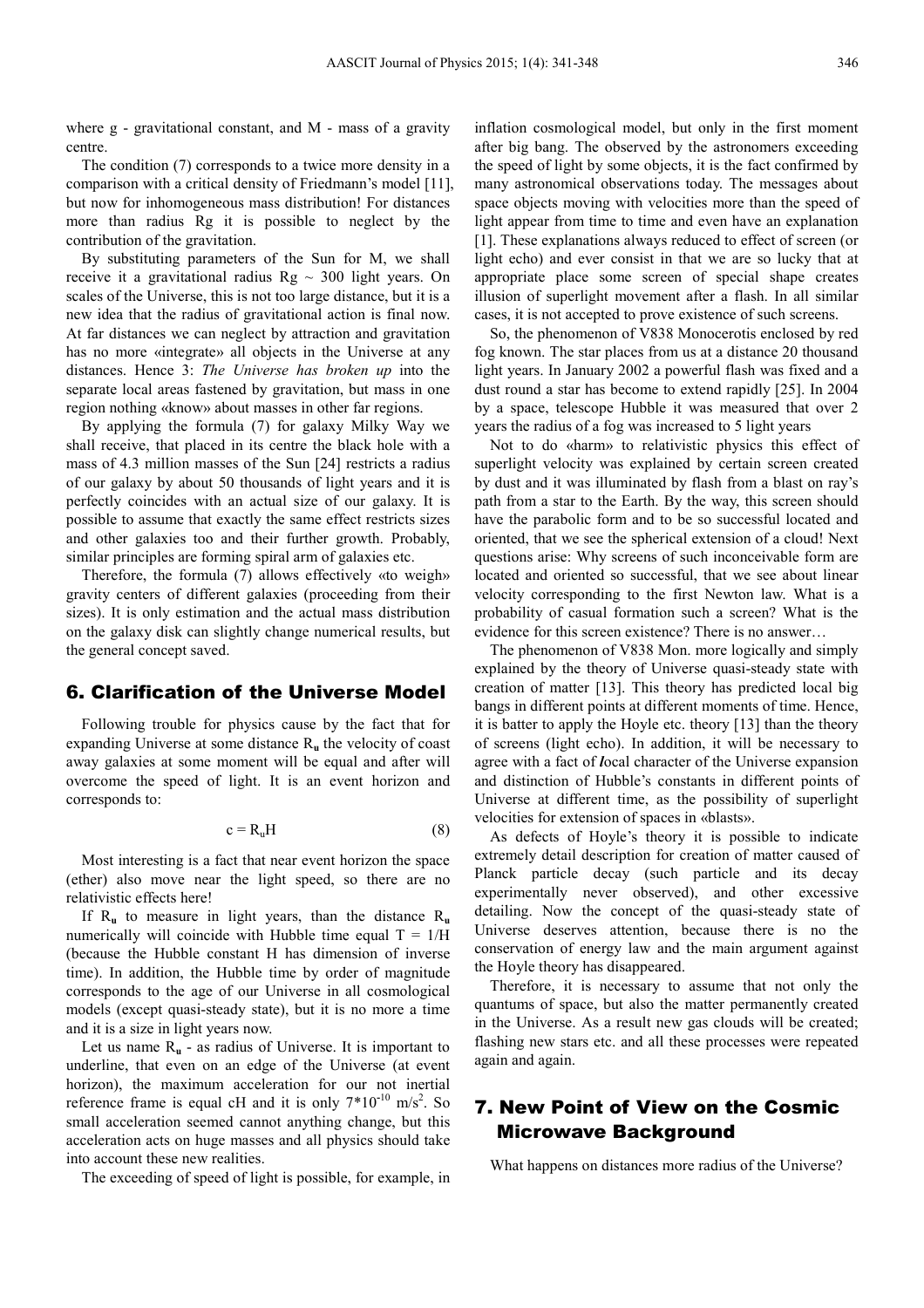where g - gravitational constant, and M - mass of a gravity centre.

The condition (7) corresponds to a twice more density in a comparison with a critical density of Friedmann's model [11], but now for inhomogeneous mass distribution! For distances more than radius Rg it is possible to neglect by the contribution of the gravitation.

By substituting parameters of the Sun for M, we shall receive it a gravitational radius Rg ~ 300 light years. On scales of the Universe, this is not too large distance, but it is a new idea that the radius of gravitational action is final now. At far distances we can neglect by attraction and gravitation has no more «integrate» all objects in the Universe at any distances. Hence 3: *The Universe has broken up* into the separate local areas fastened by gravitation, but mass in one region nothing «know» about masses in other far regions.

By applying the formula (7) for galaxy Milky Way we shall receive, that placed in its centre the black hole with a mass of 4.3 million masses of the Sun [24] restricts a radius of our galaxy by about 50 thousands of light years and it is perfectly coincides with an actual size of our galaxy. It is possible to assume that exactly the same effect restricts sizes and other galaxies too and their further growth. Probably, similar principles are forming spiral arm of galaxies etc.

Therefore, the formula (7) allows effectively «to weigh» gravity centers of different galaxies (proceeding from their sizes). It is only estimation and the actual mass distribution on the galaxy disk can slightly change numerical results, but the general concept saved.

## 6. Clarification of the Universe Model

Following trouble for physics cause by the fact that for expanding Universe at some distance $R_u$ the velocity of coast away galaxies at some moment will be equal and after will overcome the speed of light. It is an event horizon and corresponds to:

$$c = R_u H \tag{8}$$

Most interesting is a fact that near event horizon the space (ether) also move near the light speed, so there are no relativistic effects here!

If $R_u$ to measure in light years, than the distance $R_u$ numerically will coincide with Hubble time equal $T = 1/H$ (because the Hubble constant H has dimension of inverse time). In addition, the Hubble time by order of magnitude corresponds to the age of our Universe in all cosmological models (except quasi-steady state), but it is no more a time and it is a size in light years now.

Let us name $R_u$ - as radius of Universe. It is important to underline, that even on an edge of the Universe (at event horizon), the maximum acceleration for our not inertial reference frame is equal cH and it is only $7 \cdot 10^{-10}$ m/s$^2$. So small acceleration seemed cannot anything change, but this acceleration acts on huge masses and all physics should take into account these new realities.

The exceeding of speed of light is possible, for example, in inflation cosmological model, but only in the first moment after big bang. The observed by the astronomers exceeding the speed of light by some objects, it is the fact confirmed by many astronomical observations today. The messages about space objects moving with velocities more than the speed of light appear from time to time and even have an explanation [1]. These explanations always reduced to effect of screen (or light echo) and ever consist in that we are so lucky that at appropriate place some screen of special shape creates illusion of superlight movement after a flash. In all similar cases, it is not accepted to prove existence of such screens.

So, the phenomenon of V838 Monocerotis enclosed by red fog known. The star places from us at a distance 20 thousand light years. In January 2002 a powerful flash was fixed and a dust round a star has become to extend rapidly [25]. In 2004 by a space, telescope Hubble it was measured that over 2 years the radius of a fog was increased to 5 light years

Not to do «harm» to relativistic physics this effect of superlight velocity was explained by certain screen created by dust and it was illuminated by flash from a blast on ray's path from a star to the Earth. By the way, this screen should have the parabolic form and to be so successful located and oriented, that we see the spherical extension of a cloud! Next questions arise: Why screens of such inconceivable form are located and oriented so successful, that we see about linear velocity corresponding to the first Newton law. What is a probability of casual formation such a screen? What is the evidence for this screen existence? There is no answer…

The phenomenon of V838 Mon. more logically and simply explained by the theory of Universe quasi-steady state with creation of matter [13]. This theory has predicted local big bangs in different points at different moments of time. Hence, it is batter to apply the Hoyle etc. theory [13] than the theory of screens (light echo). In addition, it will be necessary to agree with a fact of *l*ocal character of the Universe expansion and distinction of Hubble's constants in different points of Universe at different time, as the possibility of superlight velocities for extension of spaces in «blasts».

As defects of Hoyle's theory it is possible to indicate extremely detail description for creation of matter caused of Planck particle decay (such particle and its decay experimentally never observed), and other excessive detailing. Now the concept of the quasi-steady state of Universe deserves attention, because there is no the conservation of energy law and the main argument against the Hoyle theory has disappeared.

Therefore, it is necessary to assume that not only the quantums of space, but also the matter permanently created in the Universe. As a result new gas clouds will be created; flashing new stars etc. and all these processes were repeated again and again.

## 7. New Point of View on the Cosmic Microwave Background

What happens on distances more radius of the Universe?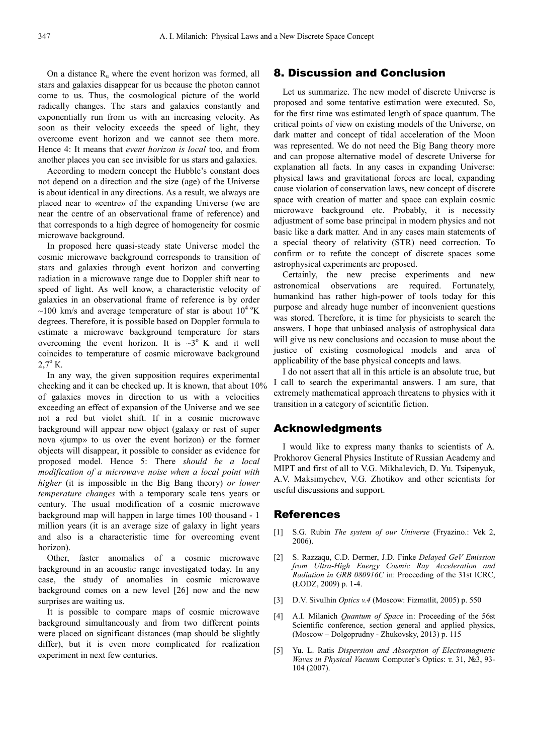On a distance $R_u$ where the event horizon was formed, all stars and galaxies disappear for us because the photon cannot come to us. Thus, the cosmological picture of the world radically changes. The stars and galaxies constantly and exponentially run from us with an increasing velocity. As soon as their velocity exceeds the speed of light, they overcome event horizon and we cannot see them more. Hence 4: It means that *event horizon is local* too, and from another places you can see invisible for us stars and galaxies.

According to modern concept the Hubble's constant does not depend on a direction and the size (age) of the Universe is about identical in any directions. As a result, we always are placed near to «centre» of the expanding Universe (we are near the centre of an observational frame of reference) and that corresponds to a high degree of homogeneity for cosmic microwave background.

In proposed here quasi-steady state Universe model the cosmic microwave background corresponds to transition of stars and galaxies through event horizon and converting radiation in a microwave range due to Doppler shift near to speed of light. As well know, a characteristic velocity of galaxies in an observational frame of reference is by order ~100 km/s and average temperature of star is about $10^4$ $^oK$ degrees. Therefore, it is possible based on Doppler formula to estimate a microwave background temperature for stars overcoming the event horizon. It is ~$3^o$ K and it well coincides to temperature of cosmic microwave background $2{,}7^o$ K.

In any way, the given supposition requires experimental checking and it can be checked up. It is known, that about 10% of galaxies moves in direction to us with a velocities exceeding an effect of expansion of the Universe and we see not a red but violet shift. If in a cosmic microwave background will appear new object (galaxy or rest of super nova «jump» to us over the event horizon) or the former objects will disappear, it possible to consider as evidence for proposed model. Hence 5: There *should be a local modification of a microwave noise when a local point with higher* (it is impossible in the Big Bang theory) *or lower temperature changes* with a temporary scale tens years or century. The usual modification of a cosmic microwave background map will happen in large times 100 thousand - 1 million years (it is an average size of galaxy in light years and also is a characteristic time for overcoming event horizon).

Other, faster anomalies of a cosmic microwave background in an acoustic range investigated today. In any case, the study of anomalies in cosmic microwave background comes on a new level [26] now and the new surprises are waiting us.

It is possible to compare maps of cosmic microwave background simultaneously and from two different points were placed on significant distances (map should be slightly differ), but it is even more complicated for realization experiment in next few centuries.

## 8. Discussion and Conclusion

Let us summarize. The new model of discrete Universe is proposed and some tentative estimation were executed. So, for the first time was estimated length of space quantum. The critical points of view on existing models of the Universe, on dark matter and concept of tidal acceleration of the Moon was represented. We do not need the Big Bang theory more and can propose alternative model of descrete Universe for explanation all facts. In any cases in expanding Universe: physical laws and gravitational forces are local, expanding cause violation of conservation laws, new concept of discrete space with creation of matter and space can explain cosmic microwave background etc. Probably, it is necessity adjustment of some base principal in modern physics and not basic like a dark matter. And in any cases main statements of a special theory of relativity (STR) need correction. To confirm or to refute the concept of discrete spaces some astrophysical experiments are proposed.

Certainly, the new precise experiments and new astronomical observations are required. Fortunately, humankind has rather high-power of tools today for this purpose and already huge number of inconvenient questions was stored. Therefore, it is time for physicists to search the answers. I hope that unbiased analysis of astrophysical data will give us new conclusions and occasion to muse about the justice of existing cosmological models and area of applicability of the base physical concepts and laws.

I do not assert that all in this article is an absolute true, but I call to search the experimantal answers. I am sure, that extremely mathematical approach threatens to physics with it transition in a category of scientific fiction.

## Acknowledgments

I would like to express many thanks to scientists of A. Prokhorov General Physics Institute of Russian Academy and MIPT and first of all to V.G. Mikhalevich, D. Yu. Tsipenyuk, A.V. Maksimychev, V.G. Zhotikov and other scientists for useful discussions and support.

## References

[1] S.G. Rubin *The system of our Universe* (Fryazino.: Vek 2, 2006).

[2] S. Razzaqu, C.D. Dermer, J.D. Finke *Delayed GeV Emission from Ultra-High Energy Cosmic Ray Acceleration and Radiation in GRB 080916C* in: Proceeding of the 31st ICRC, (ŁODZ, 2009) p. 1-4.

[3] D.V. Sivulhin *Optics v.4* (Moscow: Fizmatlit, 2005) p. 550

[4] A.I. Milanich *Quantum of Space* in: Proceeding of the 56st Scientific conference, section general and applied physics, (Moscow – Dolgoprudny - Zhukovsky, 2013) p. 115

[5] Yu. L. Ratis *Dispersion and Absorption of Electromagnetic Waves in Physical Vacuum* Computer's Optics: т. 31, №3, 93-104 (2007).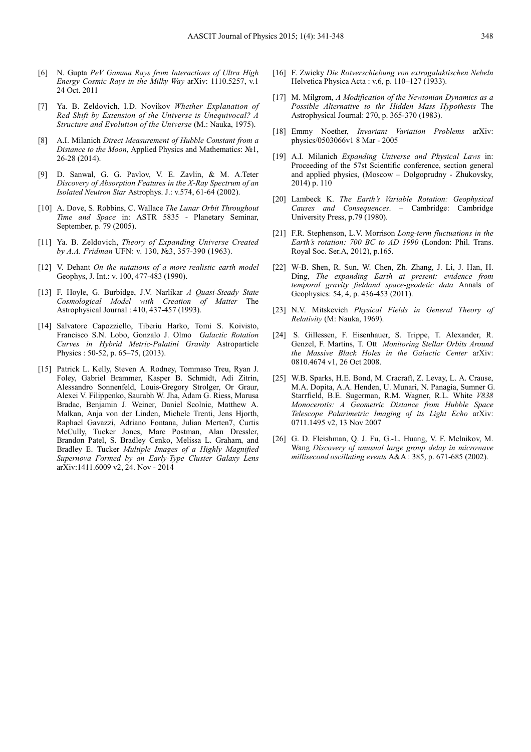[6] N. Gupta *PeV Gamma Rays from Interactions of Ultra High Energy Cosmic Rays in the Milky Way* arXiv: 1110.5257, v.1 24 Oct. 2011

[7] Ya. B. Zeldovich, I.D. Novikov *Whether Explanation of Red Shift by Extension of the Universe is Unequivocal? A Structure and Evolution of the Universe* (M.: Nauka, 1975).

[8] A.I. Milanich *Direct Measurement of Hubble Constant from a Distance to the Moon*, Applied Physics and Mathematics: №1, 26-28 (2014).

[9] D. Sanwal, G. G. Pavlov, V. E. Zavlin, & M. A.Teter *Discovery of Absorption Features in the X-Ray Spectrum of an Isolated Neutron Star* Astrophys. J.: v.574, 61-64 (2002).

[10] A. Dove, S. Robbins, C. Wallace *The Lunar Orbit Throughout Time and Space* in: ASTR 5835 - Planetary Seminar, September, p. 79 (2005).

[11] Ya. B. Zeldovich, *Theory of Expanding Universe Created by A.A. Fridman* UFN: v. 130, №3, 357-390 (1963).

[12] V. Dehant *On the nutations of a more realistic earth model* Geophys, J. Int.: v. 100, 477-483 (1990).

[13] F. Hoyle, G. Burbidge, J.V. Narlikar *A Quasi-Steady State Cosmological Model with Creation of Matter* The Astrophysical Journal : 410, 437-457 (1993).

[14] Salvatore Capozziello, Tiberiu Harko, Tomi S. Koivisto, Francisco S.N. Lobo, Gonzalo J. Olmo *Galactic Rotation Curves in Hybrid Metric-Palatini Gravity* Astroparticle Physics : 50-52, p. 65–75, (2013).

[15] Patrick L. Kelly, Steven A. Rodney, Tommaso Treu, Ryan J. Foley, Gabriel Brammer, Kasper B. Schmidt, Adi Zitrin, Alessandro Sonnenfeld, Louis-Gregory Strolger, Or Graur, Alexei V. Filippenko, Saurabh W. Jha, Adam G. Riess, Marusa Bradac, Benjamin J. Weiner, Daniel Scolnic, Matthew A. Malkan, Anja von der Linden, Michele Trenti, Jens Hjorth, Raphael Gavazzi, Adriano Fontana, Julian Merten7, Curtis McCully, Tucker Jones, Marc Postman, Alan Dressler, Brandon Patel, S. Bradley Cenko, Melissa L. Graham, and Bradley E. Tucker *Multiple Images of a Highly Magnified Supernova Formed by an Early-Type Cluster Galaxy Lens* arXiv:1411.6009 v2, 24. Nov - 2014

[16] F. Zwicky *Die Rotverschiebung von extragalaktischen Nebeln* Helvetica Physica Acta : v.6, p. 110–127 (1933).

[17] M. Milgrom, *A Modification of the Newtonian Dynamics as a Possible Alternative to thr Hidden Mass Hypothesis* The Astrophysical Journal: 270, p. 365-370 (1983).

[18] Emmy Noether, *Invariant Variation Problems* arXiv: physics/0503066v1 8 Mar - 2005

[19] A.I. Milanich *Expanding Universe and Physical Laws* in: Proceeding of the 57st Scientific conference, section general and applied physics, (Moscow – Dolgoprudny - Zhukovsky, 2014) p. 110

[20] Lambeck K. *The Earth's Variable Rotation: Geophysical Causes and Consequences*. – Cambridge: Cambridge University Press, p.79 (1980).

[21] F.R. Stephenson, L.V. Morrison *Long-term fluctuations in the Earth's rotation: 700 BC to AD 1990* (London: Phil. Trans. Royal Soc. Ser.A, 2012), p.165.

[22] W-B. Shen, R. Sun, W. Chen, Zh. Zhang, J. Li, J. Han, H. Ding, *The expanding Earth at present: evidence from temporal gravity fieldand space-geodetic data* Annals of Geophysics: 54, 4, p. 436-453 (2011).

[23] N.V. Mitskevich *Physical Fields in General Theory of Relativity* (M: Nauka, 1969).

[24] S. Gillessen, F. Eisenhauer, S. Trippe, T. Alexander, R. Genzel, F. Martins, T. Ott *Monitoring Stellar Orbits Around the Massive Black Holes in the Galactic Center* arXiv: 0810.4674 v1, 26 Oct 2008.

[25] W.B. Sparks, H.E. Bond, M. Cracraft, Z. Levay, L. A. Crause, M.A. Dopita, A.A. Henden, U. Munari, N. Panagia, Sumner G. Starrfield, B.E. Sugerman, R.M. Wagner, R.L. White *V838 Monocerotis: A Geometric Distance from Hubble Space Telescope Polarimetric Imaging of its Light Echo* arXiv: 0711.1495 v2, 13 Nov 2007

[26] G. D. Fleishman, Q. J. Fu, G.-L. Huang, V. F. Melnikov, M. Wang *Discovery of unusual large group delay in microwave millisecond oscillating events* A&A : 385, p. 671-685 (2002).